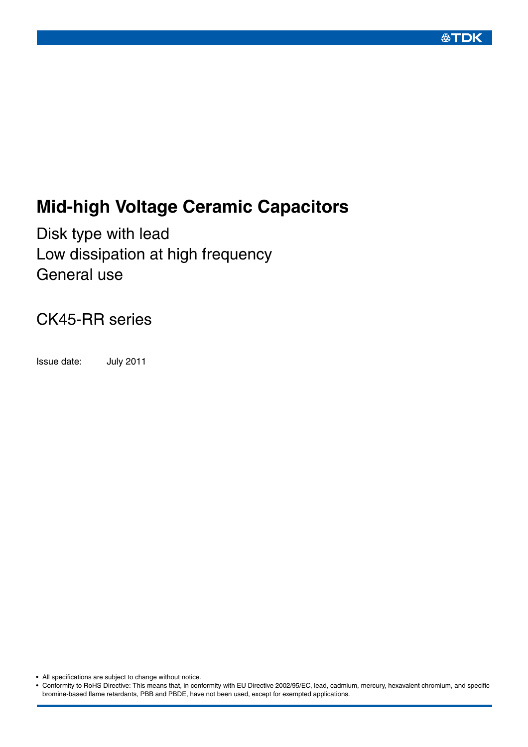# Mid-high Voltage Ceramic Capacitors

Disk type with lead
Low dissipation at high frequency
General use

## CK45-RR series

Issue date: July 2011

- All specifications are subject to change without notice.
- Conformity to RoHS Directive: This means that, in conformity with EU Directive 2002/95/EC, lead, cadmium, mercury, hexavalent chromium, and specific bromine-based flame retardants, PBB and PBDE, have not been used, except for exempted applications.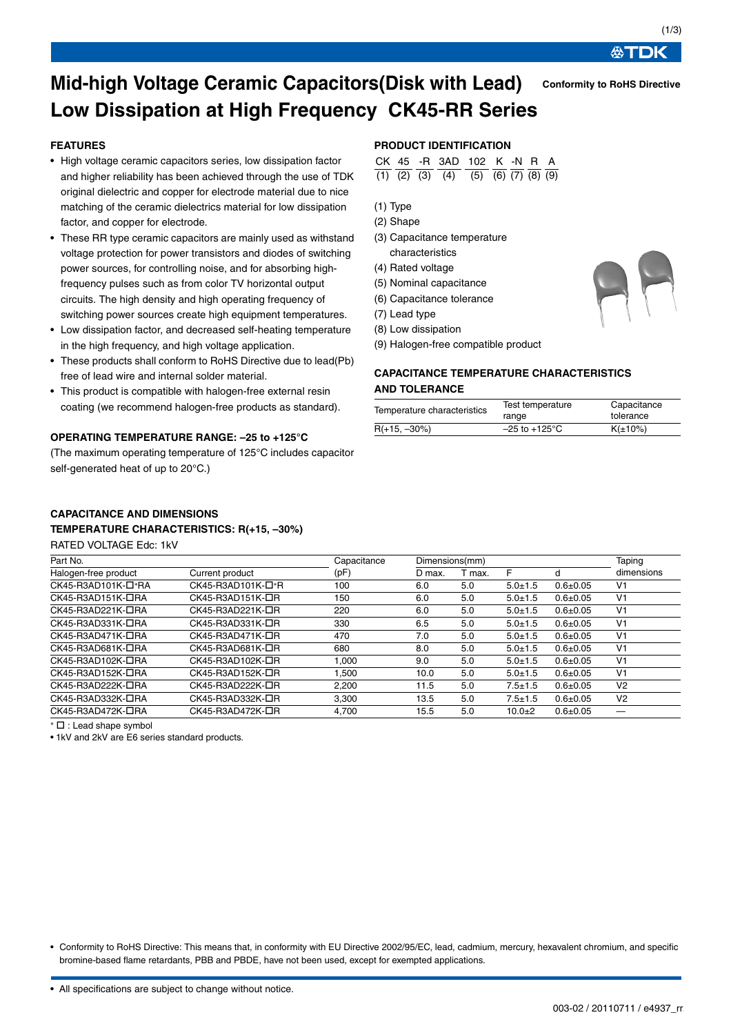# Mid-high Voltage Ceramic Capacitors(Disk with Lead) Low Dissipation at High Frequency CK45-RR Series

**Conformity to RoHS Directive**

## FEATURES

- High voltage ceramic capacitors series, low dissipation factor and higher reliability has been achieved through the use of TDK original dielectric and copper for electrode material due to nice matching of the ceramic dielectrics material for low dissipation factor, and copper for electrode.
- These RR type ceramic capacitors are mainly used as withstand voltage protection for power transistors and diodes of switching power sources, for controlling noise, and for absorbing high-frequency pulses such as from color TV horizontal output circuits. The high density and high operating frequency of switching power sources create high equipment temperatures.
- Low dissipation factor, and decreased self-heating temperature in the high frequency, and high voltage application.
- These products shall conform to RoHS Directive due to lead(Pb) free of lead wire and internal solder material.
- This product is compatible with halogen-free external resin coating (we recommend halogen-free products as standard).

## OPERATING TEMPERATURE RANGE: –25 to +125°C

(The maximum operating temperature of 125°C includes capacitor self-generated heat of up to 20°C.)

## PRODUCT IDENTIFICATION

| CK | 45 | -R | 3AD | 102 | K | -N | R | A |
|---|---|---|---|---|---|---|---|---|
| (1) | (2) | (3) | (4) | (5) | (6) | (7) | (8) | (9) |

(1) Type
(2) Shape
(3) Capacitance temperature characteristics
(4) Rated voltage
(5) Nominal capacitance
(6) Capacitance tolerance
(7) Lead type
(8) Low dissipation
(9) Halogen-free compatible product

## CAPACITANCE TEMPERATURE CHARACTERISTICS AND TOLERANCE

| Temperature characteristics | Test temperature range | Capacitance tolerance |
|---|---|---|
| R(+15, –30%) | –25 to +125°C | K(±10%) |

## CAPACITANCE AND DIMENSIONS

### TEMPERATURE CHARACTERISTICS: R(+15, –30%)

RATED VOLTAGE Edc: 1kV

| Part No. | | Capacitance | Dimensions(mm) | | | | Taping |
|---|---|---|---|---|---|---|---|
| Halogen-free product | Current product | (pF) | D max. | T max. | F | d | dimensions |
| CK45-R3AD101K-☐*RA | CK45-R3AD101K-☐*R | 100 | 6.0 | 5.0 | 5.0±1.5 | 0.6±0.05 | V1 |
| CK45-R3AD151K-☐RA | CK45-R3AD151K-☐R | 150 | 6.0 | 5.0 | 5.0±1.5 | 0.6±0.05 | V1 |
| CK45-R3AD221K-☐RA | CK45-R3AD221K-☐R | 220 | 6.0 | 5.0 | 5.0±1.5 | 0.6±0.05 | V1 |
| CK45-R3AD331K-☐RA | CK45-R3AD331K-☐R | 330 | 6.5 | 5.0 | 5.0±1.5 | 0.6±0.05 | V1 |
| CK45-R3AD471K-☐RA | CK45-R3AD471K-☐R | 470 | 7.0 | 5.0 | 5.0±1.5 | 0.6±0.05 | V1 |
| CK45-R3AD681K-☐RA | CK45-R3AD681K-☐R | 680 | 8.0 | 5.0 | 5.0±1.5 | 0.6±0.05 | V1 |
| CK45-R3AD102K-☐RA | CK45-R3AD102K-☐R | 1,000 | 9.0 | 5.0 | 5.0±1.5 | 0.6±0.05 | V1 |
| CK45-R3AD152K-☐RA | CK45-R3AD152K-☐R | 1,500 | 10.0 | 5.0 | 5.0±1.5 | 0.6±0.05 | V1 |
| CK45-R3AD222K-☐RA | CK45-R3AD222K-☐R | 2,200 | 11.5 | 5.0 | 7.5±1.5 | 0.6±0.05 | V2 |
| CK45-R3AD332K-☐RA | CK45-R3AD332K-☐R | 3,300 | 13.5 | 5.0 | 7.5±1.5 | 0.6±0.05 | V2 |
| CK45-R3AD472K-☐RA | CK45-R3AD472K-☐R | 4,700 | 15.5 | 5.0 | 10.0±2 | 0.6±0.05 | — |

* ☐ : Lead shape symbol

• 1kV and 2kV are E6 series standard products.

• Conformity to RoHS Directive: This means that, in conformity with EU Directive 2002/95/EC, lead, cadmium, mercury, hexavalent chromium, and specific bromine-based flame retardants, PBB and PBDE, have not been used, except for exempted applications.

• All specifications are subject to change without notice.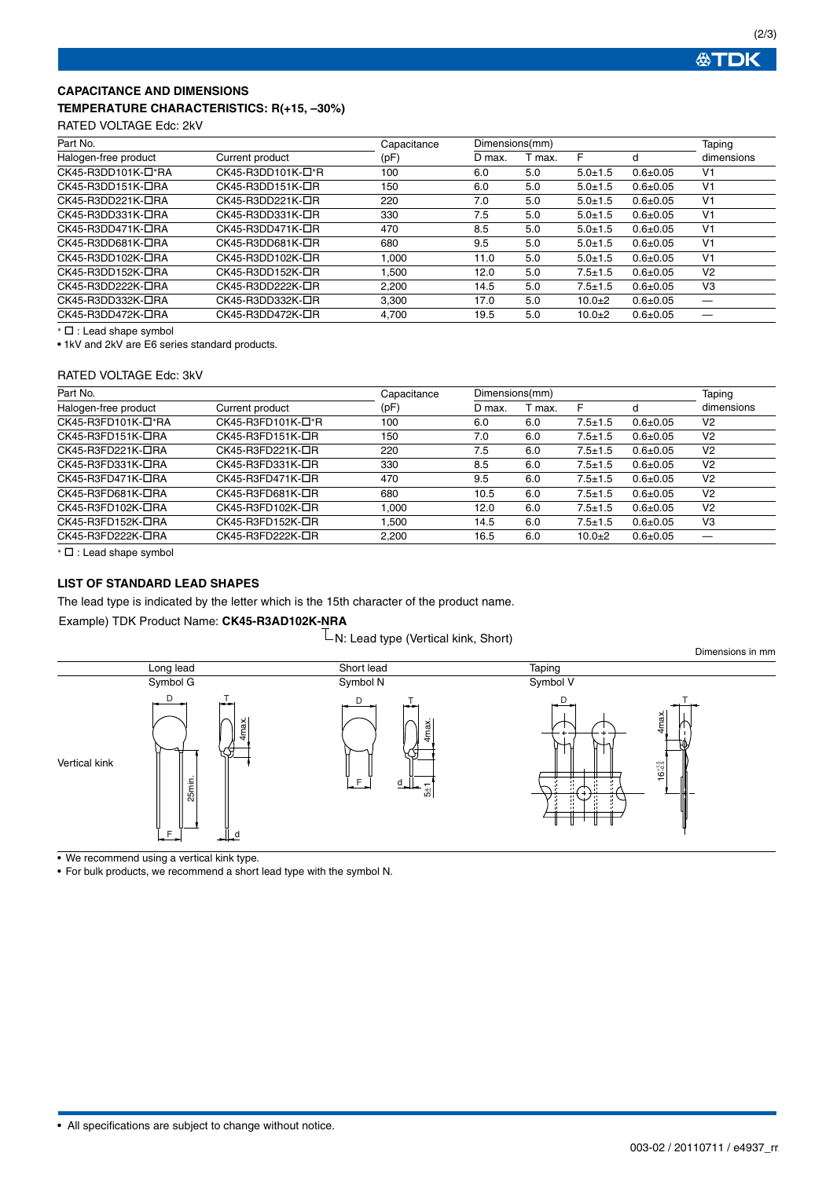## CAPACITANCE AND DIMENSIONS

### TEMPERATURE CHARACTERISTICS: R(+15, –30%)

RATED VOLTAGE Edc: 2kV

| Part No. | | Capacitance | Dimensions(mm) | | | | Taping |
|---|---|---|---|---|---|---|---|
| Halogen-free product | Current product | (pF) | D max. | T max. | F | d | dimensions |
| CK45-R3DD101K-☐*RA | CK45-R3DD101K-☐*R | 100 | 6.0 | 5.0 | 5.0±1.5 | 0.6±0.05 | V1 |
| CK45-R3DD151K-☐RA | CK45-R3DD151K-☐R | 150 | 6.0 | 5.0 | 5.0±1.5 | 0.6±0.05 | V1 |
| CK45-R3DD221K-☐RA | CK45-R3DD221K-☐R | 220 | 7.0 | 5.0 | 5.0±1.5 | 0.6±0.05 | V1 |
| CK45-R3DD331K-☐RA | CK45-R3DD331K-☐R | 330 | 7.5 | 5.0 | 5.0±1.5 | 0.6±0.05 | V1 |
| CK45-R3DD471K-☐RA | CK45-R3DD471K-☐R | 470 | 8.5 | 5.0 | 5.0±1.5 | 0.6±0.05 | V1 |
| CK45-R3DD681K-☐RA | CK45-R3DD681K-☐R | 680 | 9.5 | 5.0 | 5.0±1.5 | 0.6±0.05 | V1 |
| CK45-R3DD102K-☐RA | CK45-R3DD102K-☐R | 1,000 | 11.0 | 5.0 | 5.0±1.5 | 0.6±0.05 | V1 |
| CK45-R3DD152K-☐RA | CK45-R3DD152K-☐R | 1,500 | 12.0 | 5.0 | 7.5±1.5 | 0.6±0.05 | V2 |
| CK45-R3DD222K-☐RA | CK45-R3DD222K-☐R | 2,200 | 14.5 | 5.0 | 7.5±1.5 | 0.6±0.05 | V3 |
| CK45-R3DD332K-☐RA | CK45-R3DD332K-☐R | 3,300 | 17.0 | 5.0 | 10.0±2 | 0.6±0.05 | — |
| CK45-R3DD472K-☐RA | CK45-R3DD472K-☐R | 4,700 | 19.5 | 5.0 | 10.0±2 | 0.6±0.05 | — |

\* ☐ : Lead shape symbol

• 1kV and 2kV are E6 series standard products.

RATED VOLTAGE Edc: 3kV

| Part No. | | Capacitance | Dimensions(mm) | | | | Taping |
|---|---|---|---|---|---|---|---|
| Halogen-free product | Current product | (pF) | D max. | T max. | F | d | dimensions |
| CK45-R3FD101K-☐*RA | CK45-R3FD101K-☐*R | 100 | 6.0 | 6.0 | 7.5±1.5 | 0.6±0.05 | V2 |
| CK45-R3FD151K-☐RA | CK45-R3FD151K-☐R | 150 | 7.0 | 6.0 | 7.5±1.5 | 0.6±0.05 | V2 |
| CK45-R3FD221K-☐RA | CK45-R3FD221K-☐R | 220 | 7.5 | 6.0 | 7.5±1.5 | 0.6±0.05 | V2 |
| CK45-R3FD331K-☐RA | CK45-R3FD331K-☐R | 330 | 8.5 | 6.0 | 7.5±1.5 | 0.6±0.05 | V2 |
| CK45-R3FD471K-☐RA | CK45-R3FD471K-☐R | 470 | 9.5 | 6.0 | 7.5±1.5 | 0.6±0.05 | V2 |
| CK45-R3FD681K-☐RA | CK45-R3FD681K-☐R | 680 | 10.5 | 6.0 | 7.5±1.5 | 0.6±0.05 | V2 |
| CK45-R3FD102K-☐RA | CK45-R3FD102K-☐R | 1,000 | 12.0 | 6.0 | 7.5±1.5 | 0.6±0.05 | V2 |
| CK45-R3FD152K-☐RA | CK45-R3FD152K-☐R | 1,500 | 14.5 | 6.0 | 7.5±1.5 | 0.6±0.05 | V3 |
| CK45-R3FD222K-☐RA | CK45-R3FD222K-☐R | 2,200 | 16.5 | 6.0 | 10.0±2 | 0.6±0.05 | — |

\* ☐ : Lead shape symbol

## LIST OF STANDARD LEAD SHAPES

The lead type is indicated by the letter which is the 15th character of the product name.

Example) TDK Product Name: **CK45-R3AD102K-NRA**

└N: Lead type (Vertical kink, Short)

Dimensions in mm

| | Long lead | Short lead | Taping |
|---|---|---|---|
| | Symbol G | Symbol N | Symbol V |
| Vertical kink | D, T, 4max., 25min., F, d | D, T, 4max., F, d, 5±1 | D, T, 4max., $16^{+1.5}_{-0.5}$ |

• We recommend using a vertical kink type.

• For bulk products, we recommend a short lead type with the symbol N.

• All specifications are subject to change without notice.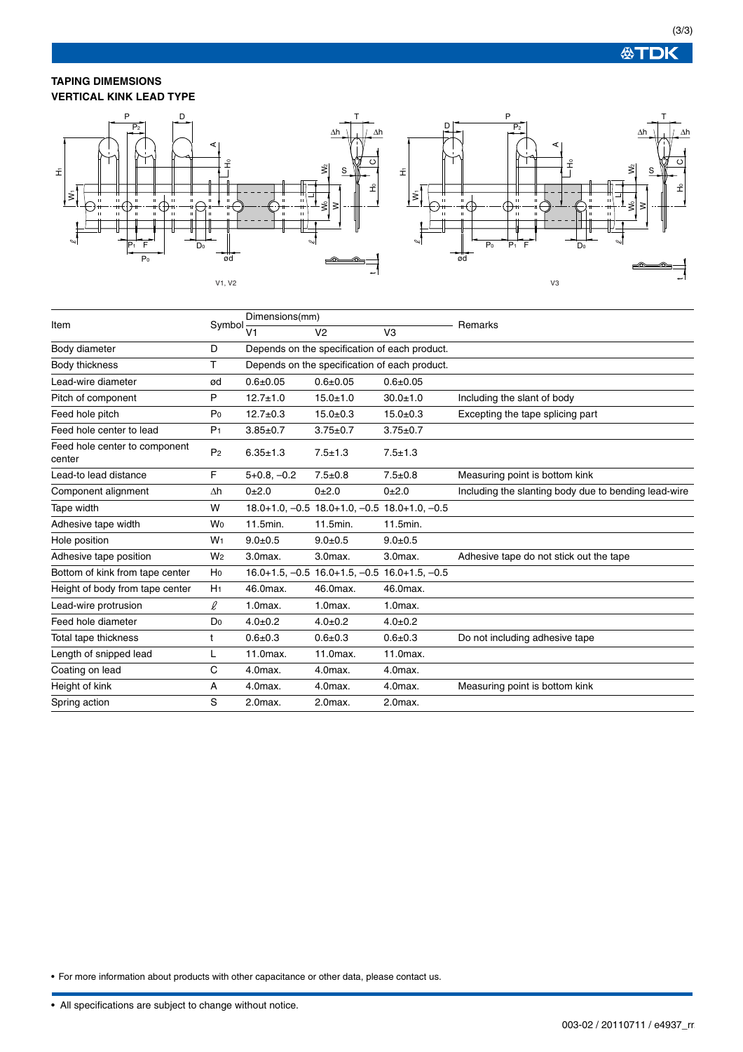## TAPING DIMEMSIONS

### VERTICAL KINK LEAD TYPE

V1, V2

V3

| Item | Symbol | Dimensions(mm) V1 | V2 | V3 | Remarks |
|---|---|---|---|---|---|
| Body diameter | D | Depends on the specification of each product. | | | |
| Body thickness | T | Depends on the specification of each product. | | | |
| Lead-wire diameter | ød | 0.6±0.05 | 0.6±0.05 | 0.6±0.05 | |
| Pitch of component | P | 12.7±1.0 | 15.0±1.0 | 30.0±1.0 | Including the slant of body |
| Feed hole pitch | $P_0$ | 12.7±0.3 | 15.0±0.3 | 15.0±0.3 | Excepting the tape splicing part |
| Feed hole center to lead | $P_1$ | 3.85±0.7 | 3.75±0.7 | 3.75±0.7 | |
| Feed hole center to component center | $P_2$ | 6.35±1.3 | 7.5±1.3 | 7.5±1.3 | |
| Lead-to lead distance | F | 5+0.8, –0.2 | 7.5±0.8 | 7.5±0.8 | Measuring point is bottom kink |
| Component alignment | Δh | 0±2.0 | 0±2.0 | 0±2.0 | Including the slanting body due to bending lead-wire |
| Tape width | W | 18.0+1.0, –0.5 | 18.0+1.0, –0.5 | 18.0+1.0, –0.5 | |
| Adhesive tape width | $W_0$ | 11.5min. | 11.5min. | 11.5min. | |
| Hole position | $W_1$ | 9.0±0.5 | 9.0±0.5 | 9.0±0.5 | |
| Adhesive tape position | $W_2$ | 3.0max. | 3.0max. | 3.0max. | Adhesive tape do not stick out the tape |
| Bottom of kink from tape center | $H_0$ | 16.0+1.5, –0.5 | 16.0+1.5, –0.5 | 16.0+1.5, –0.5 | |
| Height of body from tape center | $H_1$ | 46.0max. | 46.0max. | 46.0max. | |
| Lead-wire protrusion | ℓ | 1.0max. | 1.0max. | 1.0max. | |
| Feed hole diameter | $D_0$ | 4.0±0.2 | 4.0±0.2 | 4.0±0.2 | |
| Total tape thickness | t | 0.6±0.3 | 0.6±0.3 | 0.6±0.3 | Do not including adhesive tape |
| Length of snipped lead | L | 11.0max. | 11.0max. | 11.0max. | |
| Coating on lead | C | 4.0max. | 4.0max. | 4.0max. | |
| Height of kink | A | 4.0max. | 4.0max. | 4.0max. | Measuring point is bottom kink |
| Spring action | S | 2.0max. | 2.0max. | 2.0max. | |

- For more information about products with other capacitance or other data, please contact us.

- All specifications are subject to change without notice.

003-02 / 20110711 / e4937_rr